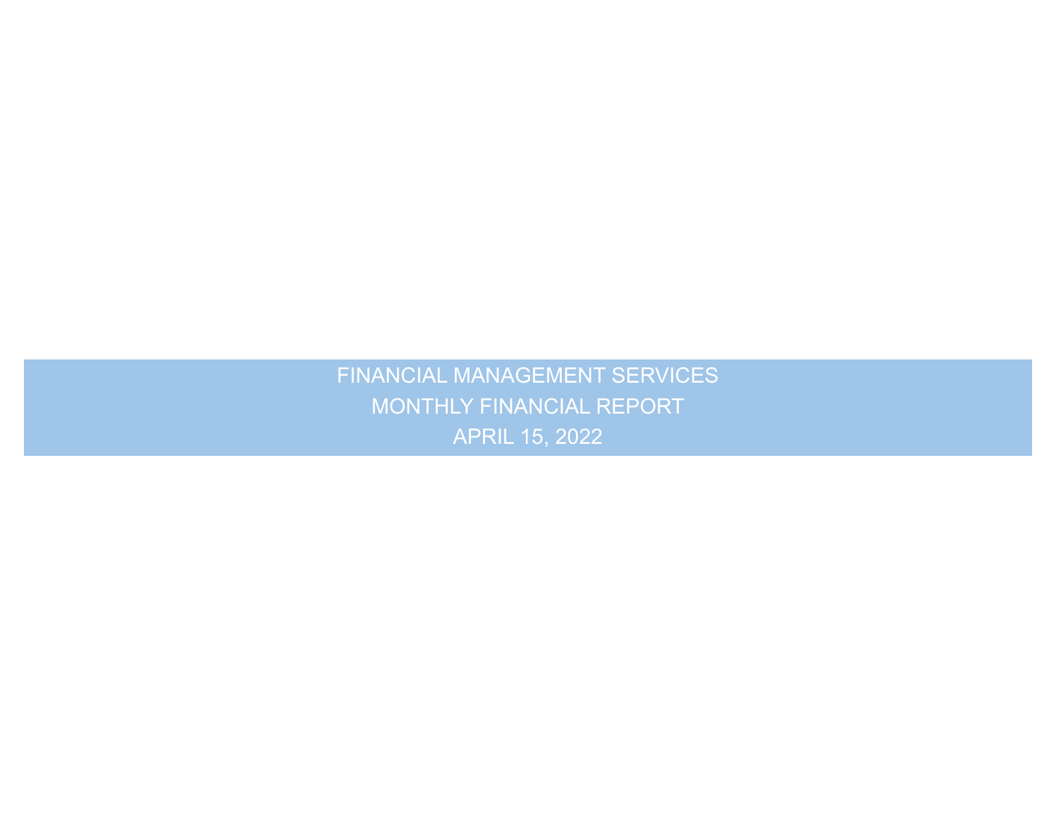# FINANCIAL MANAGEMENT SERVICES

## MONTHLY FINANCIAL REPORT

## APRIL 15, 2022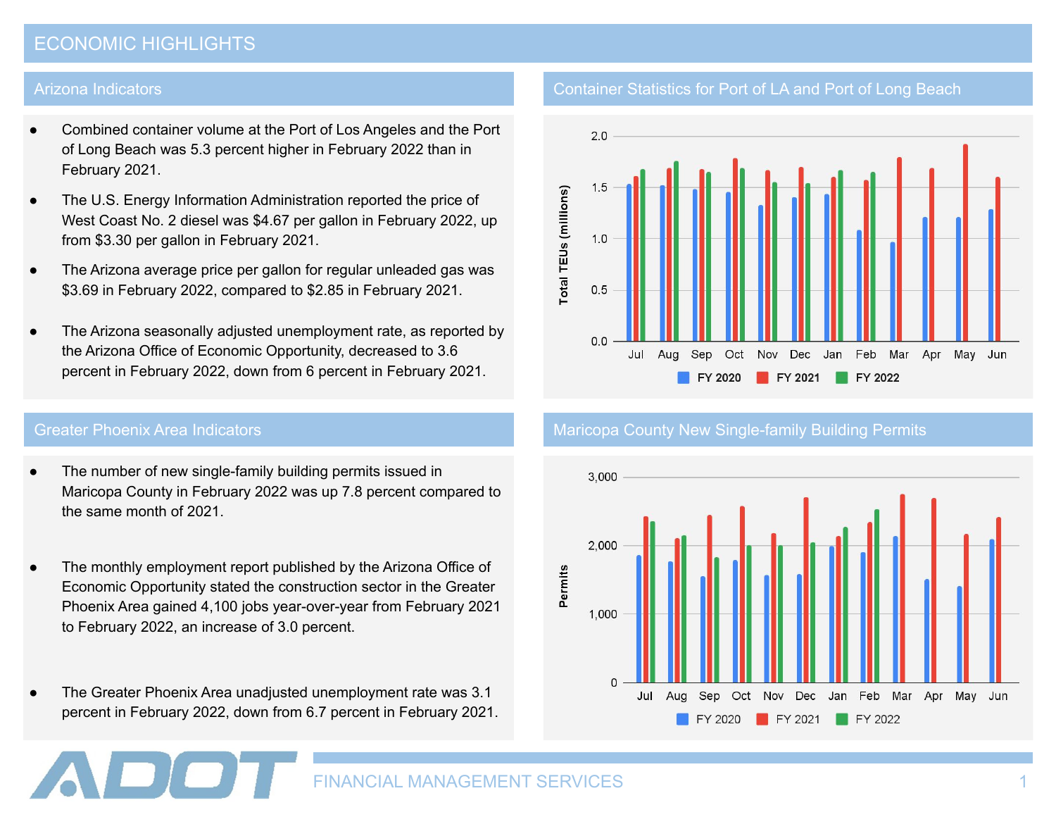# ECONOMIC HIGHLIGHTS

## Arizona Indicators

- Combined container volume at the Port of Los Angeles and the Port of Long Beach was 5.3 percent higher in February 2022 than in February 2021.
- The U.S. Energy Information Administration reported the price of West Coast No. 2 diesel was $4.67 per gallon in February 2022, up from $3.30 per gallon in February 2021.
- The Arizona average price per gallon for regular unleaded gas was $3.69 in February 2022, compared to $2.85 in February 2021.
- The Arizona seasonally adjusted unemployment rate, as reported by the Arizona Office of Economic Opportunity, decreased to 3.6 percent in February 2022, down from 6 percent in February 2021.

## Container Statistics for Port of LA and Port of Long Beach

Total TEUs (millions)

FY 2020 | FY 2021 | FY 2022

Jul Aug Sep Oct Nov Dec Jan Feb Mar Apr May Jun

## Greater Phoenix Area Indicators

- The number of new single-family building permits issued in Maricopa County in February 2022 was up 7.8 percent compared to the same month of 2021.
- The monthly employment report published by the Arizona Office of Economic Opportunity stated the construction sector in the Greater Phoenix Area gained 4,100 jobs year-over-year from February 2021 to February 2022, an increase of 3.0 percent.
- The Greater Phoenix Area unadjusted unemployment rate was 3.1 percent in February 2022, down from 6.7 percent in February 2021.

## Maricopa County New Single-family Building Permits

Permits

FY 2020 | FY 2021 | FY 2022

Jul Aug Sep Oct Nov Dec Jan Feb Mar Apr May Jun

ADOT FINANCIAL MANAGEMENT SERVICES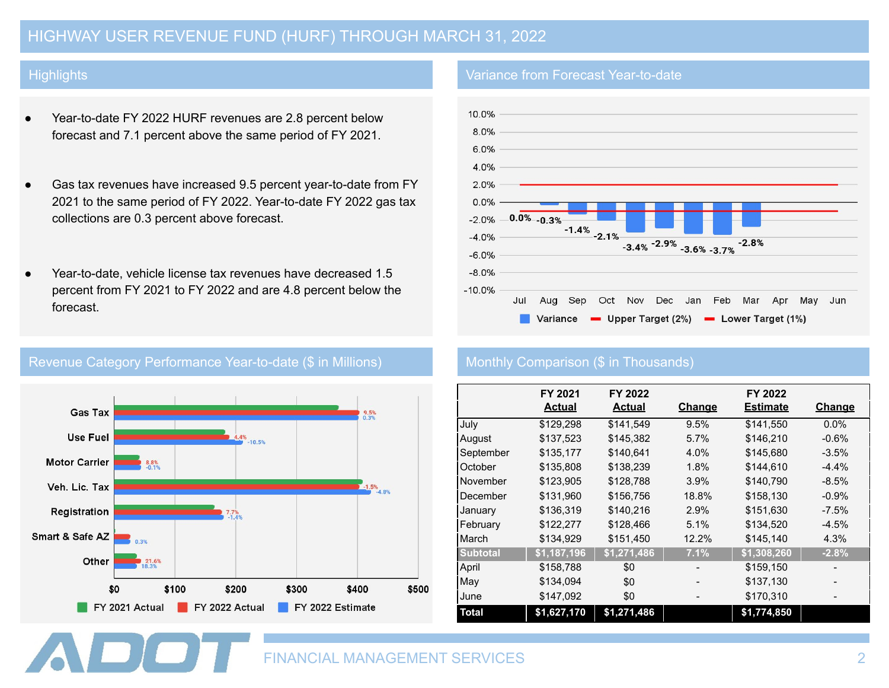# HIGHWAY USER REVENUE FUND (HURF) THROUGH MARCH 31, 2022

## Highlights

- Year-to-date FY 2022 HURF revenues are 2.8 percent below forecast and 7.1 percent above the same period of FY 2021.
- Gas tax revenues have increased 9.5 percent year-to-date from FY 2021 to the same period of FY 2022. Year-to-date FY 2022 gas tax collections are 0.3 percent above forecast.
- Year-to-date, vehicle license tax revenues have decreased 1.5 percent from FY 2021 to FY 2022 and are 4.8 percent below the forecast.

## Variance from Forecast Year-to-date

| Month | Variance |
|---|---|
| Jul | 0.0% |
| Aug | -0.3% |
| Sep | -1.4% |
| Oct | -2.1% |
| Nov | -3.4% |
| Dec | -2.9% |
| Jan | -3.6% |
| Feb | -3.7% |
| Mar | -2.8% |
| Apr | |
| May | |
| Jun | |

Variance; Upper Target (2%); Lower Target (1%)

## Revenue Category Performance Year-to-date ($ in Millions)

| Category | FY 2022 Actual vs FY 2021 Actual | FY 2022 Actual vs FY 2022 Estimate |
|---|---|---|
| Gas Tax | 9.5% | 0.3% |
| Use Fuel | 4.4% | -10.5% |
| Motor Carrier | 8.8% | -0.1% |
| Veh. Lic. Tax | -1.5% | -4.8% |
| Registration | 7.7% | -1.4% |
| Smart & Safe AZ | | 0.3% |
| Other | 21.6% | 18.3% |

FY 2021 Actual; FY 2022 Actual; FY 2022 Estimate

## Monthly Comparison ($ in Thousands)

| | FY 2021 Actual | FY 2022 Actual | Change | FY 2022 Estimate | Change |
|---|---|---|---|---|---|
| July | $129,298 | $141,549 | 9.5% | $141,550 | 0.0% |
| August | $137,523 | $145,382 | 5.7% | $146,210 | -0.6% |
| September | $135,177 | $140,641 | 4.0% | $145,680 | -3.5% |
| October | $135,808 | $138,239 | 1.8% | $144,610 | -4.4% |
| November | $123,905 | $128,788 | 3.9% | $140,790 | -8.5% |
| December | $131,960 | $156,756 | 18.8% | $158,130 | -0.9% |
| January | $136,319 | $140,216 | 2.9% | $151,630 | -7.5% |
| February | $122,277 | $128,466 | 5.1% | $134,520 | -4.5% |
| March | $134,929 | $151,450 | 12.2% | $145,140 | 4.3% |
| **Subtotal** | **$1,187,196** | **$1,271,486** | **7.1%** | **$1,308,260** | **-2.8%** |
| April | $158,788 | $0 | - | $159,150 | - |
| May | $134,094 | $0 | - | $137,130 | - |
| June | $147,092 | $0 | - | $170,310 | - |
| **Total** | **$1,627,170** | **$1,271,486** | | **$1,774,850** | |

ADOT

FINANCIAL MANAGEMENT SERVICES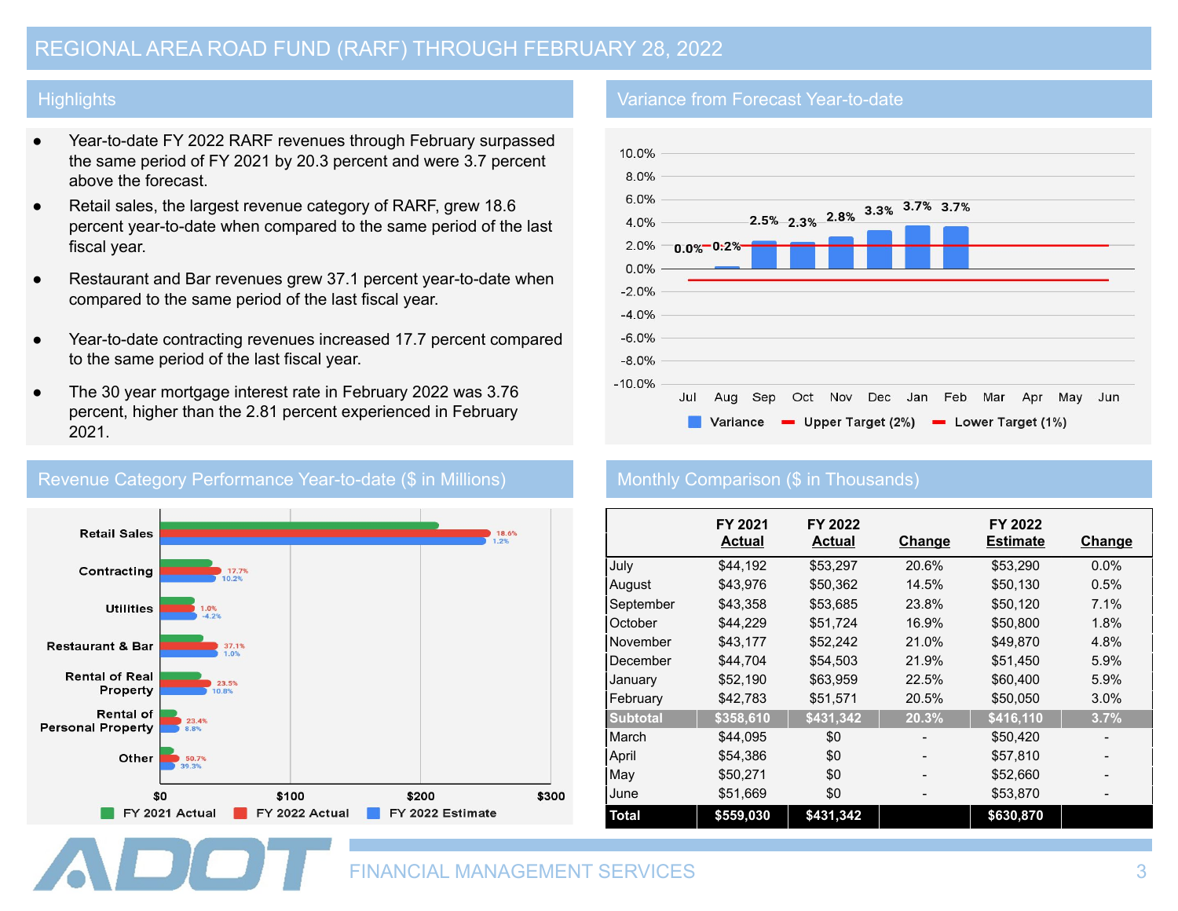# REGIONAL AREA ROAD FUND (RARF) THROUGH FEBRUARY 28, 2022

## Highlights

- Year-to-date FY 2022 RARF revenues through February surpassed the same period of FY 2021 by 20.3 percent and were 3.7 percent above the forecast.
- Retail sales, the largest revenue category of RARF, grew 18.6 percent year-to-date when compared to the same period of the last fiscal year.
- Restaurant and Bar revenues grew 37.1 percent year-to-date when compared to the same period of the last fiscal year.
- Year-to-date contracting revenues increased 17.7 percent compared to the same period of the last fiscal year.
- The 30 year mortgage interest rate in February 2022 was 3.76 percent, higher than the 2.81 percent experienced in February 2021.

## Variance from Forecast Year-to-date

| Month | Variance |
|---|---|
| Jul | 0.0% |
| Aug | 0.2% |
| Sep | 2.5% |
| Oct | 2.3% |
| Nov | 2.8% |
| Dec | 3.3% |
| Jan | 3.7% |
| Feb | 3.7% |

Variance | Upper Target (2%) | Lower Target (1%)

## Revenue Category Performance Year-to-date ($ in Millions)

| Category | FY 2022 Actual vs FY 2021 | FY 2022 Actual vs Estimate |
|---|---|---|
| Retail Sales | 18.6% | 1.2% |
| Contracting | 17.7% | 10.2% |
| Utilities | 1.0% | -4.2% |
| Restaurant & Bar | 37.1% | 1.0% |
| Rental of Real Property | 23.5% | 10.8% |
| Rental of Personal Property | 23.4% | 8.8% |
| Other | 50.7% | 39.3% |

FY 2021 Actual | FY 2022 Actual | FY 2022 Estimate

## Monthly Comparison ($ in Thousands)

| | FY 2021 Actual | FY 2022 Actual | Change | FY 2022 Estimate | Change |
|---|---|---|---|---|---|
| July | $44,192 | $53,297 | 20.6% | $53,290 | 0.0% |
| August | $43,976 | $50,362 | 14.5% | $50,130 | 0.5% |
| September | $43,358 | $53,685 | 23.8% | $50,120 | 7.1% |
| October | $44,229 | $51,724 | 16.9% | $50,800 | 1.8% |
| November | $43,177 | $52,242 | 21.0% | $49,870 | 4.8% |
| December | $44,704 | $54,503 | 21.9% | $51,450 | 5.9% |
| January | $52,190 | $63,959 | 22.5% | $60,400 | 5.9% |
| February | $42,783 | $51,571 | 20.5% | $50,050 | 3.0% |
| **Subtotal** | **$358,610** | **$431,342** | **20.3%** | **$416,110** | **3.7%** |
| March | $44,095 | $0 | - | $50,420 | - |
| April | $54,386 | $0 | - | $57,810 | - |
| May | $50,271 | $0 | - | $52,660 | - |
| June | $51,669 | $0 | - | $53,870 | - |
| **Total** | **$559,030** | **$431,342** | | **$630,870** | |

ADOT FINANCIAL MANAGEMENT SERVICES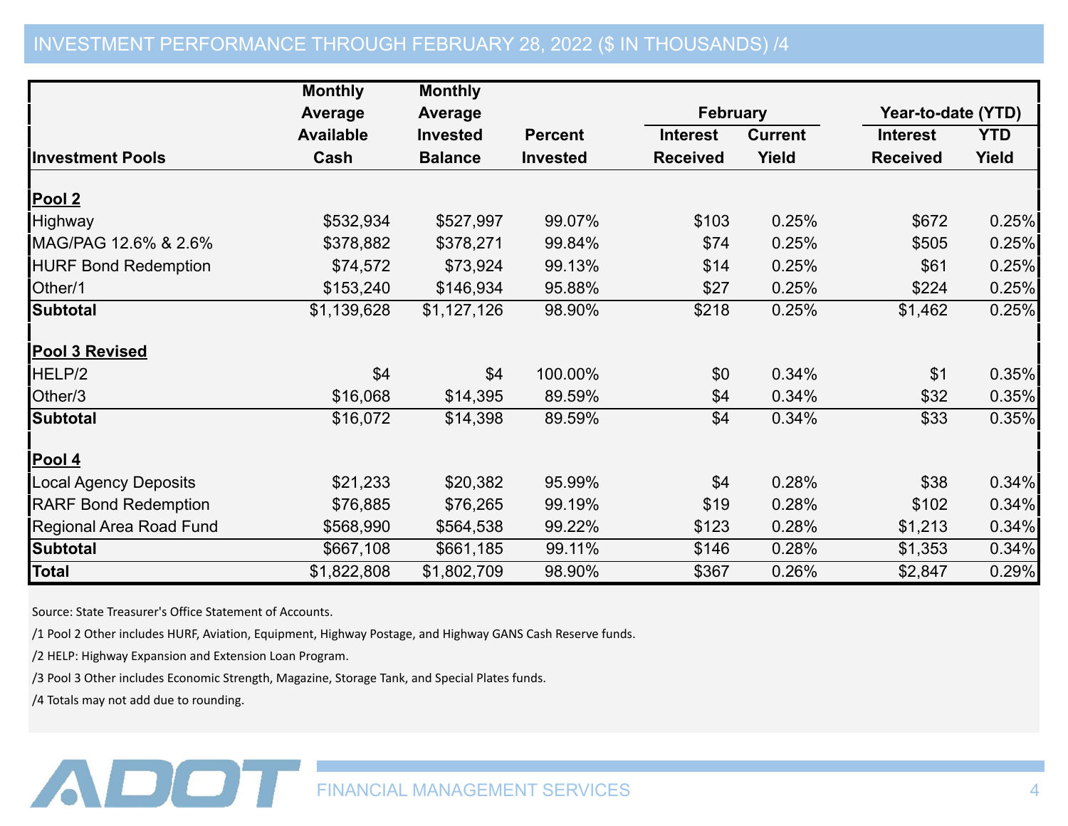# INVESTMENT PERFORMANCE THROUGH FEBRUARY 28, 2022 ($ IN THOUSANDS) /4

| Investment Pools | Monthly Average Available Cash | Monthly Average Invested Balance | Percent Invested | February Interest Received | February Current Yield | Year-to-date (YTD) Interest Received | YTD Yield |
|---|---|---|---|---|---|---|---|
| **Pool 2** | | | | | | | |
| Highway | $532,934 | $527,997 | 99.07% | $103 | 0.25% | $672 | 0.25% |
| MAG/PAG 12.6% & 2.6% | $378,882 | $378,271 | 99.84% | $74 | 0.25% | $505 | 0.25% |
| HURF Bond Redemption | $74,572 | $73,924 | 99.13% | $14 | 0.25% | $61 | 0.25% |
| Other/1 | $153,240 | $146,934 | 95.88% | $27 | 0.25% | $224 | 0.25% |
| **Subtotal** | $1,139,628 | $1,127,126 | 98.90% | $218 | 0.25% | $1,462 | 0.25% |
| **Pool 3 Revised** | | | | | | | |
| HELP/2 | $4 | $4 | 100.00% | $0 | 0.34% | $1 | 0.35% |
| Other/3 | $16,068 | $14,395 | 89.59% | $4 | 0.34% | $32 | 0.35% |
| **Subtotal** | $16,072 | $14,398 | 89.59% | $4 | 0.34% | $33 | 0.35% |
| **Pool 4** | | | | | | | |
| Local Agency Deposits | $21,233 | $20,382 | 95.99% | $4 | 0.28% | $38 | 0.34% |
| RARF Bond Redemption | $76,885 | $76,265 | 99.19% | $19 | 0.28% | $102 | 0.34% |
| Regional Area Road Fund | $568,990 | $564,538 | 99.22% | $123 | 0.28% | $1,213 | 0.34% |
| **Subtotal** | $667,108 | $661,185 | 99.11% | $146 | 0.28% | $1,353 | 0.34% |
| **Total** | $1,822,808 | $1,802,709 | 98.90% | $367 | 0.26% | $2,847 | 0.29% |

Source: State Treasurer's Office Statement of Accounts.

/1 Pool 2 Other includes HURF, Aviation, Equipment, Highway Postage, and Highway GANS Cash Reserve funds.

/2 HELP: Highway Expansion and Extension Loan Program.

/3 Pool 3 Other includes Economic Strength, Magazine, Storage Tank, and Special Plates funds.

/4 Totals may not add due to rounding.